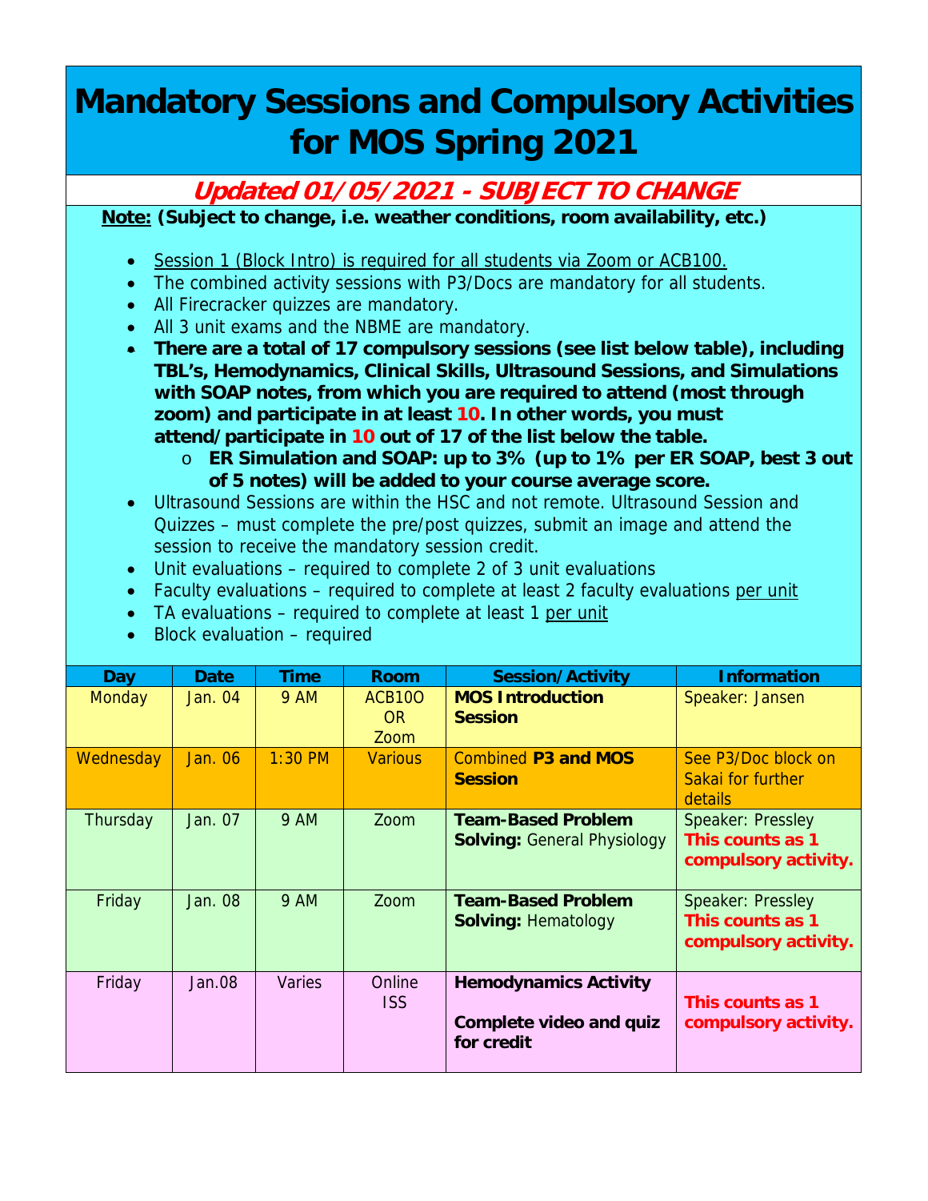# Mandatory Sessions and Compulsory Activities for MOS Spring 2021

## Updated 01/05/2021 - SUBJECT TO CHANGE

**Note: (Subject to change, i.e. weather conditions, room availability, etc.)**

- Session 1 (Block Intro) is required for all students via Zoom or ACB100.
- The combined activity sessions with P3/Docs are mandatory for all students.
- All Firecracker quizzes are mandatory.
- All 3 unit exams and the NBME are mandatory.
- **There are a total of 17 compulsory sessions (see list below table), including TBL's, Hemodynamics, Clinical Skills, Ultrasound Sessions, and Simulations with SOAP notes, from which you are required to attend (most through zoom) and participate in at least 10. In other words, you must attend/participate in 10 out of 17 of the list below the table.**
    - **ER Simulation and SOAP: up to 3% (up to 1% per ER SOAP, best 3 out of 5 notes) will be added to your course average score.**
- Ultrasound Sessions are within the HSC and not remote. Ultrasound Session and Quizzes – must complete the pre/post quizzes, submit an image and attend the session to receive the mandatory session credit.
- Unit evaluations – required to complete 2 of 3 unit evaluations
- Faculty evaluations – required to complete at least 2 faculty evaluations per unit
- TA evaluations – required to complete at least 1 per unit
- Block evaluation – required

| Day | Date | Time | Room | Session/Activity | Information |
|---|---|---|---|---|---|
| Monday | Jan. 04 | 9 AM | ACB10O OR Zoom | **MOS Introduction Session** | Speaker: Jansen |
| Wednesday | Jan. 06 | 1:30 PM | Various | Combined **P3 and MOS Session** | See P3/Doc block on Sakai for further details |
| Thursday | Jan. 07 | 9 AM | Zoom | **Team-Based Problem Solving:** General Physiology | Speaker: Pressley **This counts as 1 compulsory activity.** |
| Friday | Jan. 08 | 9 AM | Zoom | **Team-Based Problem Solving:** Hematology | Speaker: Pressley **This counts as 1 compulsory activity.** |
| Friday | Jan.08 | Varies | Online ISS | **Hemodynamics Activity** **Complete video and quiz for credit** | **This counts as 1 compulsory activity.** |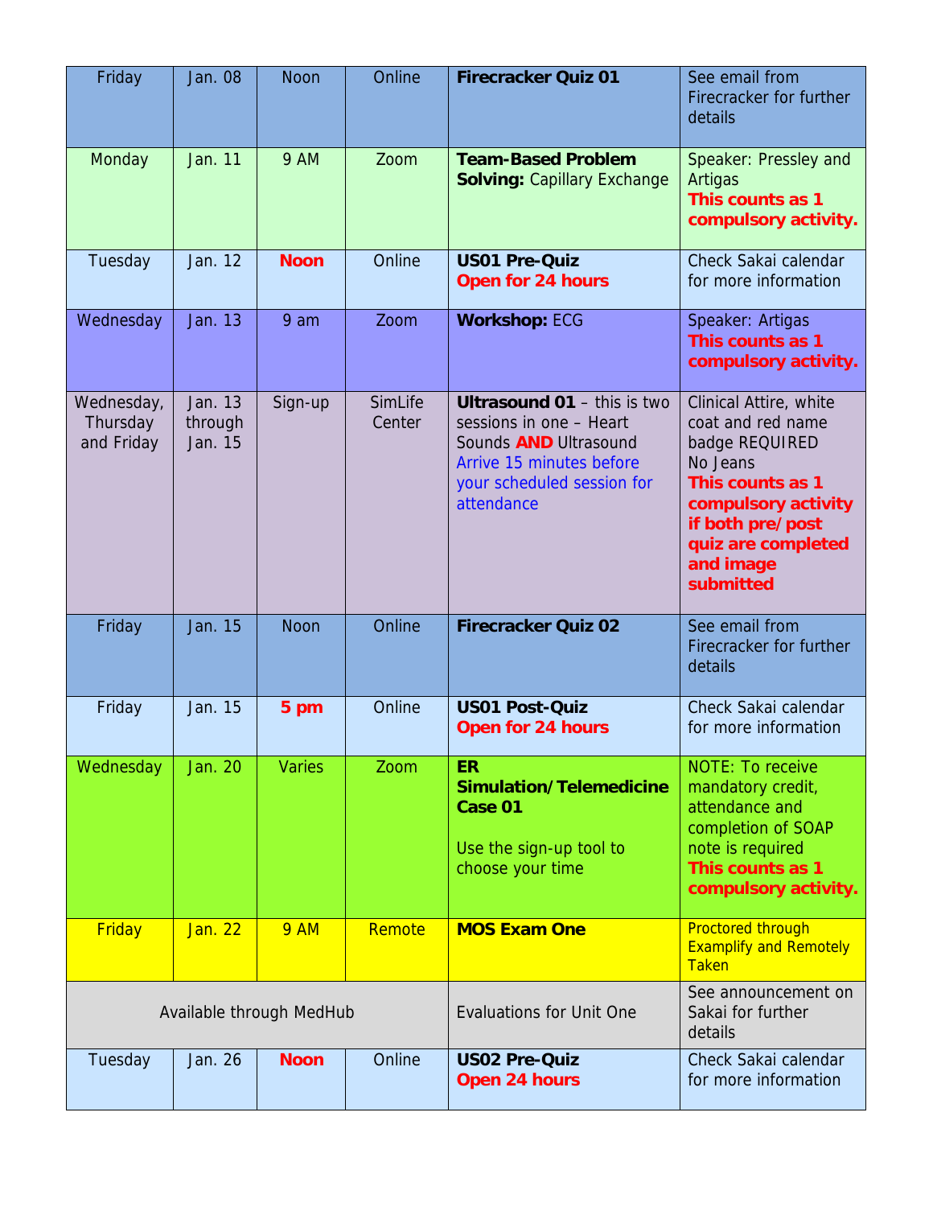| Friday | Jan. 08 | Noon | Online | **Firecracker Quiz 01** | See email from Firecracker for further details |
|---|---|---|---|---|---|
| Monday | Jan. 11 | 9 AM | Zoom | **Team-Based Problem Solving:** Capillary Exchange | Speaker: Pressley and Artigas **This counts as 1 compulsory activity.** |
| Tuesday | Jan. 12 | **Noon** | Online | **US01 Pre-Quiz** **Open for 24 hours** | Check Sakai calendar for more information |
| Wednesday | Jan. 13 | 9 am | Zoom | **Workshop:** ECG | Speaker: Artigas **This counts as 1 compulsory activity.** |
| Wednesday, Thursday and Friday | Jan. 13 through Jan. 15 | Sign-up | SimLife Center | **Ultrasound 01** – this is two sessions in one – Heart Sounds **AND** Ultrasound Arrive 15 minutes before your scheduled session for attendance | Clinical Attire, white coat and red name badge REQUIRED No Jeans **This counts as 1 compulsory activity if both pre/post quiz are completed and image submitted** |
| Friday | Jan. 15 | Noon | Online | **Firecracker Quiz 02** | See email from Firecracker for further details |
| Friday | Jan. 15 | **5 pm** | Online | **US01 Post-Quiz** **Open for 24 hours** | Check Sakai calendar for more information |
| Wednesday | Jan. 20 | Varies | Zoom | **ER Simulation/Telemedicine Case 01** Use the sign-up tool to choose your time | NOTE: To receive mandatory credit, attendance and completion of SOAP note is required **This counts as 1 compulsory activity.** |
| Friday | Jan. 22 | 9 AM | Remote | **MOS Exam One** | Proctored through Examplify and Remotely Taken |
| Available through MedHub | | | | Evaluations for Unit One | See announcement on Sakai for further details |
| Tuesday | Jan. 26 | **Noon** | Online | **US02 Pre-Quiz** **Open 24 hours** | Check Sakai calendar for more information |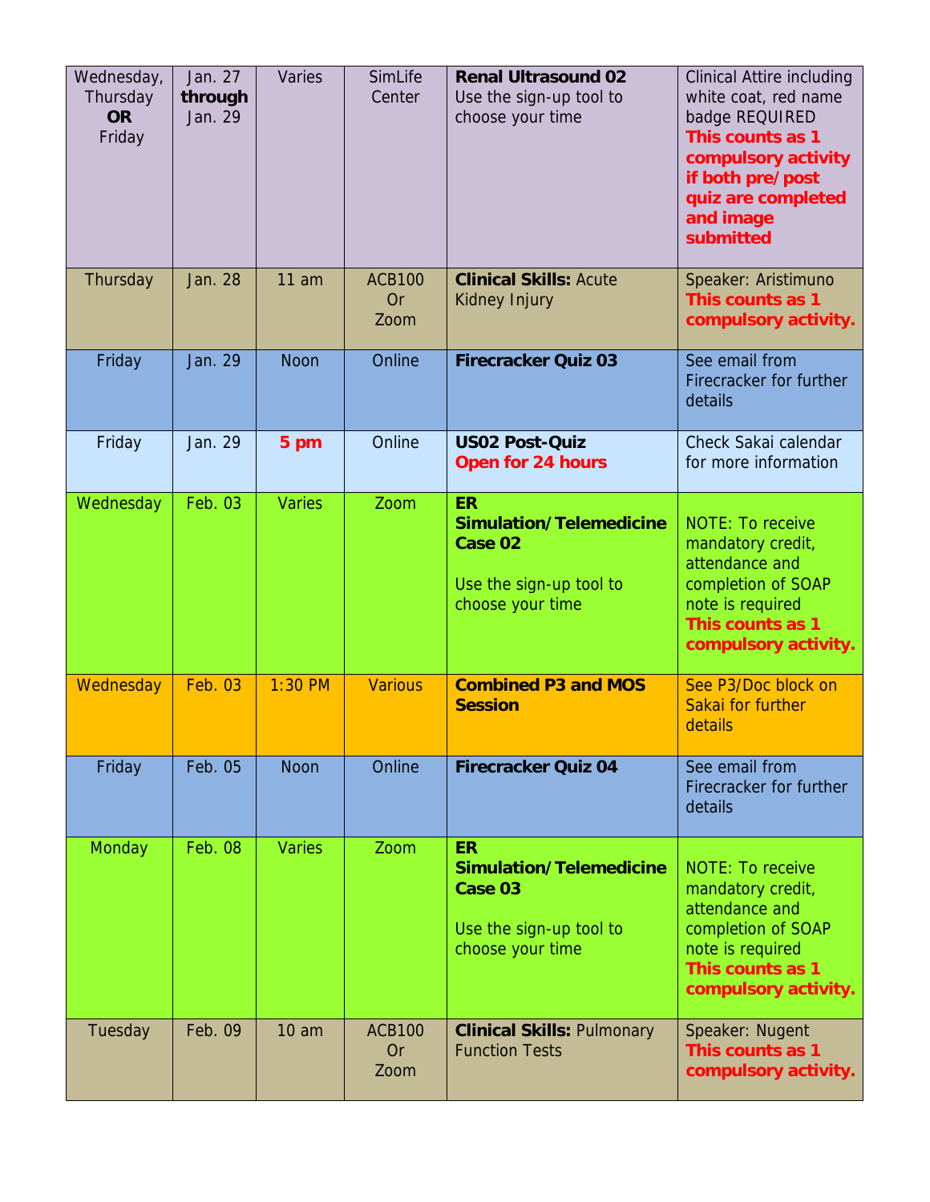| Wednesday, Thursday **OR** Friday | Jan. 27 **through** Jan. 29 | Varies | SimLife Center | **Renal Ultrasound 02** Use the sign-up tool to choose your time | Clinical Attire including white coat, red name badge REQUIRED **This counts as 1 compulsory activity if both pre/post quiz are completed and image submitted** |
|---|---|---|---|---|---|
| Thursday | Jan. 28 | 11 am | ACB100 Or Zoom | **Clinical Skills:** Acute Kidney Injury | Speaker: Aristimuno **This counts as 1 compulsory activity.** |
| Friday | Jan. 29 | Noon | Online | **Firecracker Quiz 03** | See email from Firecracker for further details |
| Friday | Jan. 29 | **5 pm** | Online | **US02 Post-Quiz** **Open for 24 hours** | Check Sakai calendar for more information |
| Wednesday | Feb. 03 | Varies | Zoom | **ER Simulation/Telemedicine Case 02** Use the sign-up tool to choose your time | NOTE: To receive mandatory credit, attendance and completion of SOAP note is required **This counts as 1 compulsory activity.** |
| Wednesday | Feb. 03 | 1:30 PM | Various | **Combined P3 and MOS Session** | See P3/Doc block on Sakai for further details |
| Friday | Feb. 05 | Noon | Online | **Firecracker Quiz 04** | See email from Firecracker for further details |
| Monday | Feb. 08 | Varies | Zoom | **ER Simulation/Telemedicine Case 03** Use the sign-up tool to choose your time | NOTE: To receive mandatory credit, attendance and completion of SOAP note is required **This counts as 1 compulsory activity.** |
| Tuesday | Feb. 09 | 10 am | ACB100 Or Zoom | **Clinical Skills:** Pulmonary Function Tests | Speaker: Nugent **This counts as 1 compulsory activity.** |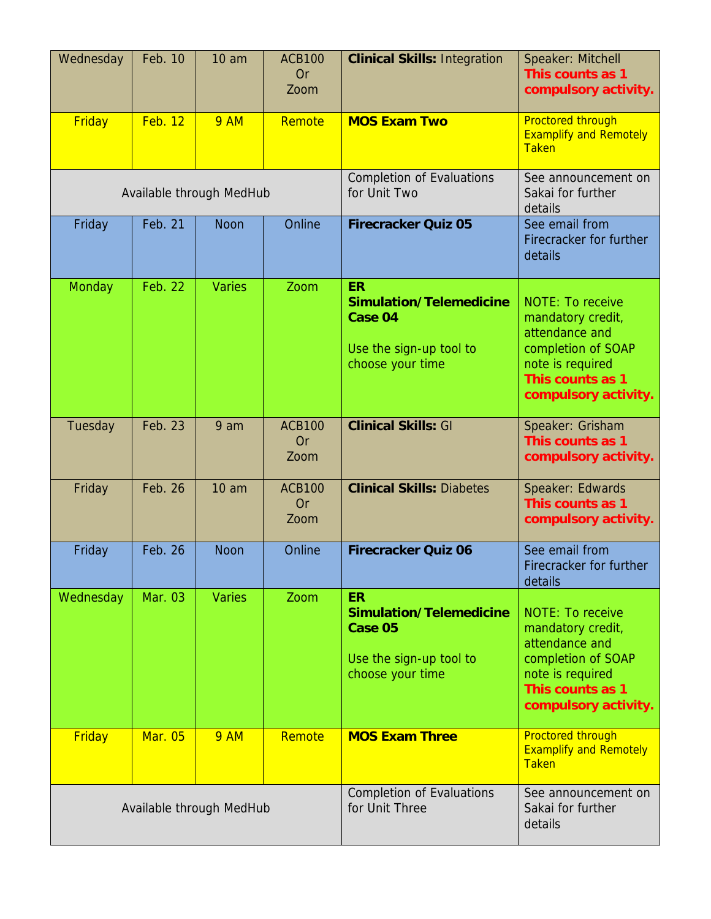| | | | | | |
|---|---|---|---|---|---|
| Wednesday | Feb. 10 | 10 am | ACB100 Or Zoom | **Clinical Skills:** Integration | Speaker: Mitchell **This counts as 1 compulsory activity.** |
| Friday | Feb. 12 | 9 AM | Remote | **MOS Exam Two** | Proctored through Examplify and Remotely Taken |
| Available through MedHub | | | | Completion of Evaluations for Unit Two | See announcement on Sakai for further details |
| Friday | Feb. 21 | Noon | Online | **Firecracker Quiz 05** | See email from Firecracker for further details |
| Monday | Feb. 22 | Varies | Zoom | **ER Simulation/Telemedicine Case 04** Use the sign-up tool to choose your time | NOTE: To receive mandatory credit, attendance and completion of SOAP note is required **This counts as 1 compulsory activity.** |
| Tuesday | Feb. 23 | 9 am | ACB100 Or Zoom | **Clinical Skills:** GI | Speaker: Grisham **This counts as 1 compulsory activity.** |
| Friday | Feb. 26 | 10 am | ACB100 Or Zoom | **Clinical Skills:** Diabetes | Speaker: Edwards **This counts as 1 compulsory activity.** |
| Friday | Feb. 26 | Noon | Online | **Firecracker Quiz 06** | See email from Firecracker for further details |
| Wednesday | Mar. 03 | Varies | Zoom | **ER Simulation/Telemedicine Case 05** Use the sign-up tool to choose your time | NOTE: To receive mandatory credit, attendance and completion of SOAP note is required **This counts as 1 compulsory activity.** |
| Friday | Mar. 05 | 9 AM | Remote | **MOS Exam Three** | Proctored through Examplify and Remotely Taken |
| Available through MedHub | | | | Completion of Evaluations for Unit Three | See announcement on Sakai for further details |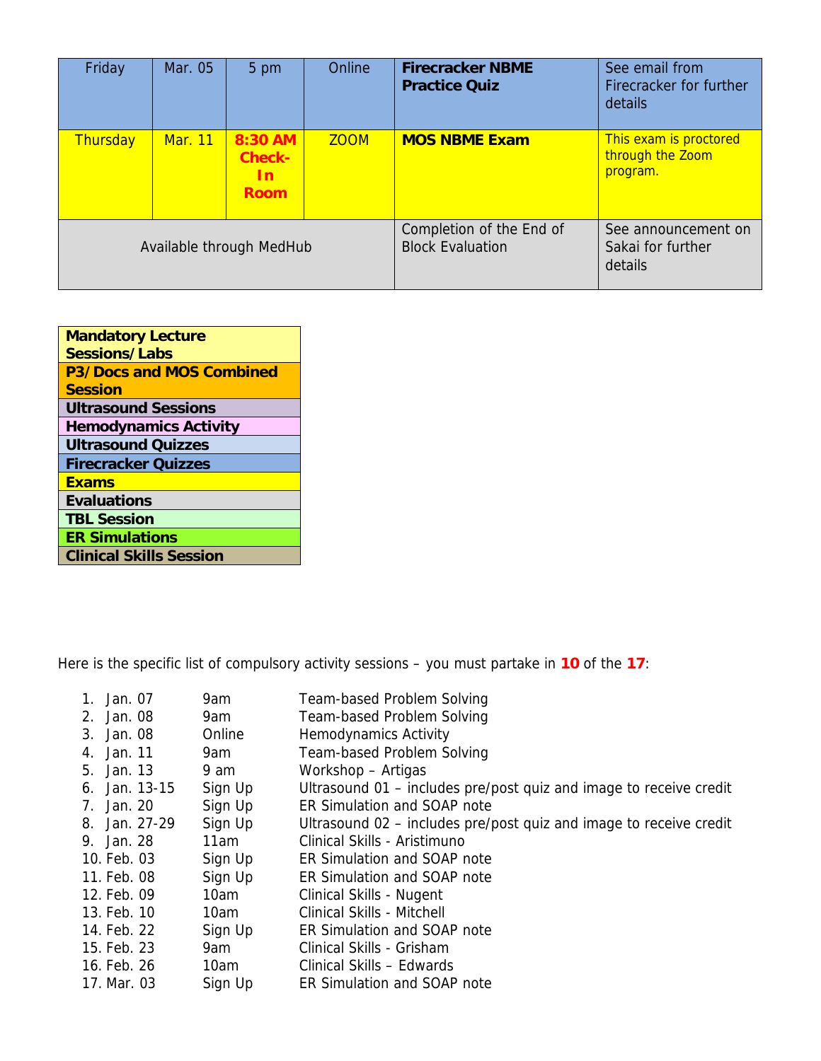| | | | | | |
|---|---|---|---|---|---|
| Friday | Mar. 05 | 5 pm | Online | **Firecracker NBME Practice Quiz** | See email from Firecracker for further details |
| Thursday | Mar. 11 | **8:30 AM Check-In Room** | ZOOM | **MOS NBME Exam** | This exam is proctored through the Zoom program. |
| Available through MedHub | | | | Completion of the End of Block Evaluation | See announcement on Sakai for further details |

| |
|---|
| **Mandatory Lecture Sessions/Labs** |
| **P3/Docs and MOS Combined Session** |
| **Ultrasound Sessions** |
| **Hemodynamics Activity** |
| **Ultrasound Quizzes** |
| **Firecracker Quizzes** |
| **Exams** |
| **Evaluations** |
| **TBL Session** |
| **ER Simulations** |
| **Clinical Skills Session** |

Here is the specific list of compulsory activity sessions – you must partake in **10** of the **17**:

1. Jan. 07 9am Team-based Problem Solving
2. Jan. 08 9am Team-based Problem Solving
3. Jan. 08 Online Hemodynamics Activity
4. Jan. 11 9am Team-based Problem Solving
5. Jan. 13 9 am Workshop – Artigas
6. Jan. 13-15 Sign Up Ultrasound 01 – includes pre/post quiz and image to receive credit
7. Jan. 20 Sign Up ER Simulation and SOAP note
8. Jan. 27-29 Sign Up Ultrasound 02 – includes pre/post quiz and image to receive credit
9. Jan. 28 11am Clinical Skills - Aristimuno
10. Feb. 03 Sign Up ER Simulation and SOAP note
11. Feb. 08 Sign Up ER Simulation and SOAP note
12. Feb. 09 10am Clinical Skills - Nugent
13. Feb. 10 10am Clinical Skills - Mitchell
14. Feb. 22 Sign Up ER Simulation and SOAP note
15. Feb. 23 9am Clinical Skills - Grisham
16. Feb. 26 10am Clinical Skills – Edwards
17. Mar. 03 Sign Up ER Simulation and SOAP note